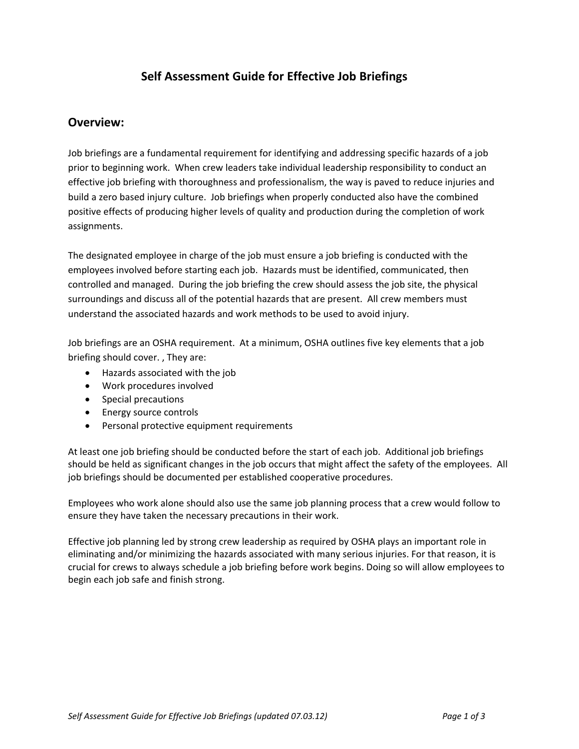# Self Assessment Guide for Effective Job Briefings

## Overview:

Job briefings are a fundamental requirement for identifying and addressing specific hazards of a job prior to beginning work. When crew leaders take individual leadership responsibility to conduct an effective job briefing with thoroughness and professionalism, the way is paved to reduce injuries and build a zero based injury culture. Job briefings when properly conducted also have the combined positive effects of producing higher levels of quality and production during the completion of work assignments.

The designated employee in charge of the job must ensure a job briefing is conducted with the employees involved before starting each job. Hazards must be identified, communicated, then controlled and managed. During the job briefing the crew should assess the job site, the physical surroundings and discuss all of the potential hazards that are present. All crew members must understand the associated hazards and work methods to be used to avoid injury.

Job briefings are an OSHA requirement. At a minimum, OSHA outlines five key elements that a job briefing should cover. , They are:

- Hazards associated with the job
- Work procedures involved
- Special precautions
- Energy source controls
- Personal protective equipment requirements

At least one job briefing should be conducted before the start of each job. Additional job briefings should be held as significant changes in the job occurs that might affect the safety of the employees. All job briefings should be documented per established cooperative procedures.

Employees who work alone should also use the same job planning process that a crew would follow to ensure they have taken the necessary precautions in their work.

Effective job planning led by strong crew leadership as required by OSHA plays an important role in eliminating and/or minimizing the hazards associated with many serious injuries. For that reason, it is crucial for crews to always schedule a job briefing before work begins. Doing so will allow employees to begin each job safe and finish strong.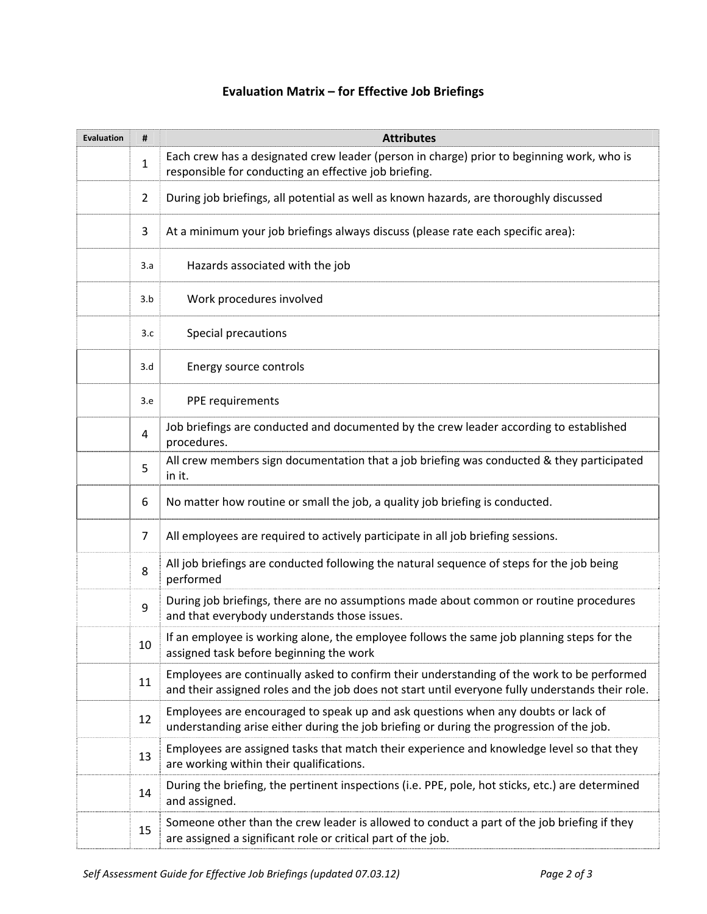## Evaluation Matrix – for Effective Job Briefings

| Evaluation | # | Attributes |
|---|---|---|
| | 1 | Each crew has a designated crew leader (person in charge) prior to beginning work, who is responsible for conducting an effective job briefing. |
| | 2 | During job briefings, all potential as well as known hazards, are thoroughly discussed |
| | 3 | At a minimum your job briefings always discuss (please rate each specific area): |
| | 3.a | Hazards associated with the job |
| | 3.b | Work procedures involved |
| | 3.c | Special precautions |
| | 3.d | Energy source controls |
| | 3.e | PPE requirements |
| | 4 | Job briefings are conducted and documented by the crew leader according to established procedures. |
| | 5 | All crew members sign documentation that a job briefing was conducted & they participated in it. |
| | 6 | No matter how routine or small the job, a quality job briefing is conducted. |
| | 7 | All employees are required to actively participate in all job briefing sessions. |
| | 8 | All job briefings are conducted following the natural sequence of steps for the job being performed |
| | 9 | During job briefings, there are no assumptions made about common or routine procedures and that everybody understands those issues. |
| | 10 | If an employee is working alone, the employee follows the same job planning steps for the assigned task before beginning the work |
| | 11 | Employees are continually asked to confirm their understanding of the work to be performed and their assigned roles and the job does not start until everyone fully understands their role. |
| | 12 | Employees are encouraged to speak up and ask questions when any doubts or lack of understanding arise either during the job briefing or during the progression of the job. |
| | 13 | Employees are assigned tasks that match their experience and knowledge level so that they are working within their qualifications. |
| | 14 | During the briefing, the pertinent inspections (i.e. PPE, pole, hot sticks, etc.) are determined and assigned. |
| | 15 | Someone other than the crew leader is allowed to conduct a part of the job briefing if they are assigned a significant role or critical part of the job. |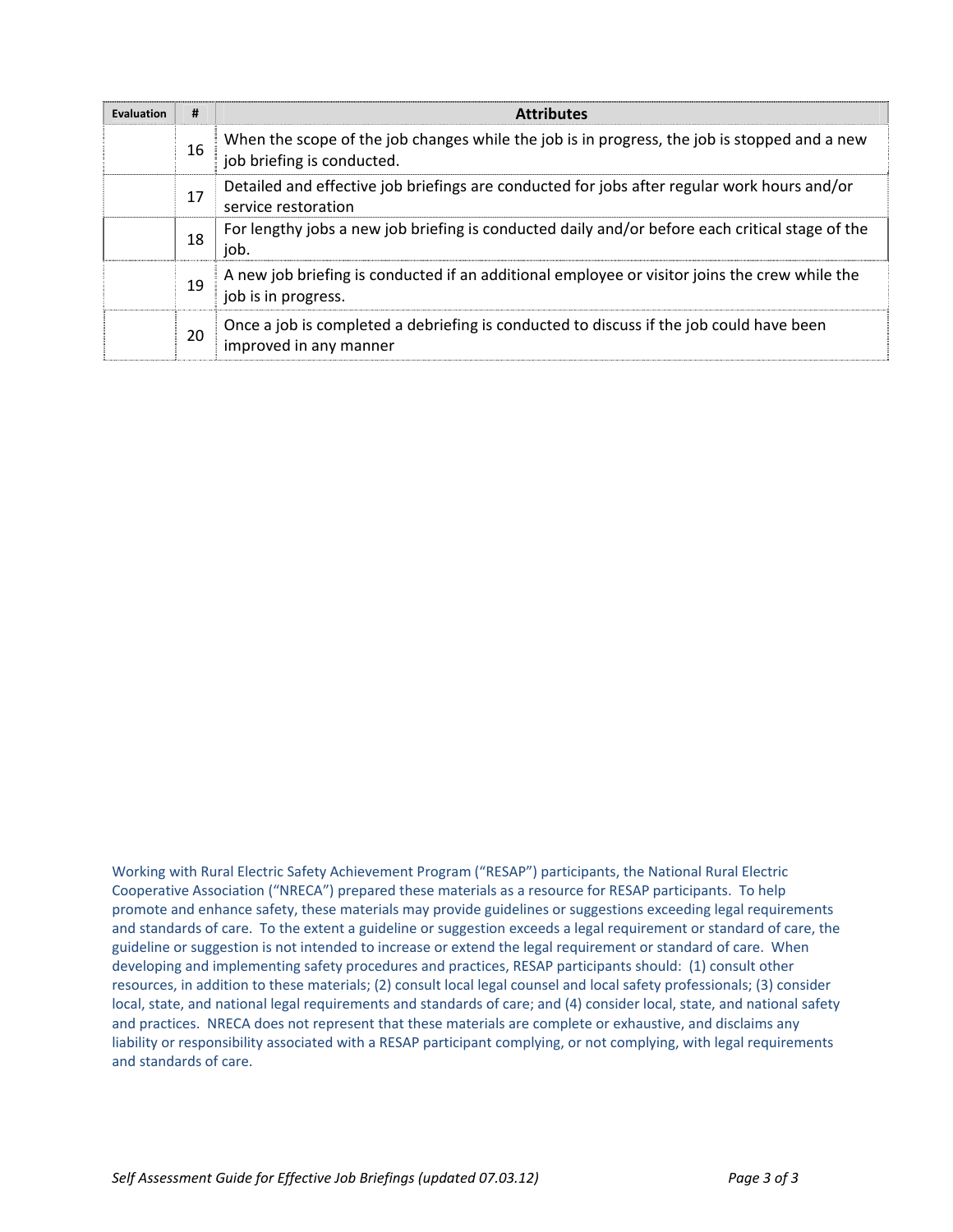| Evaluation | # | Attributes |
|---|---|---|
| | 16 | When the scope of the job changes while the job is in progress, the job is stopped and a new job briefing is conducted. |
| | 17 | Detailed and effective job briefings are conducted for jobs after regular work hours and/or service restoration |
| | 18 | For lengthy jobs a new job briefing is conducted daily and/or before each critical stage of the job. |
| | 19 | A new job briefing is conducted if an additional employee or visitor joins the crew while the job is in progress. |
| | 20 | Once a job is completed a debriefing is conducted to discuss if the job could have been improved in any manner |

Working with Rural Electric Safety Achievement Program ("RESAP") participants, the National Rural Electric Cooperative Association ("NRECA") prepared these materials as a resource for RESAP participants. To help promote and enhance safety, these materials may provide guidelines or suggestions exceeding legal requirements and standards of care. To the extent a guideline or suggestion exceeds a legal requirement or standard of care, the guideline or suggestion is not intended to increase or extend the legal requirement or standard of care. When developing and implementing safety procedures and practices, RESAP participants should: (1) consult other resources, in addition to these materials; (2) consult local legal counsel and local safety professionals; (3) consider local, state, and national legal requirements and standards of care; and (4) consider local, state, and national safety and practices. NRECA does not represent that these materials are complete or exhaustive, and disclaims any liability or responsibility associated with a RESAP participant complying, or not complying, with legal requirements and standards of care.